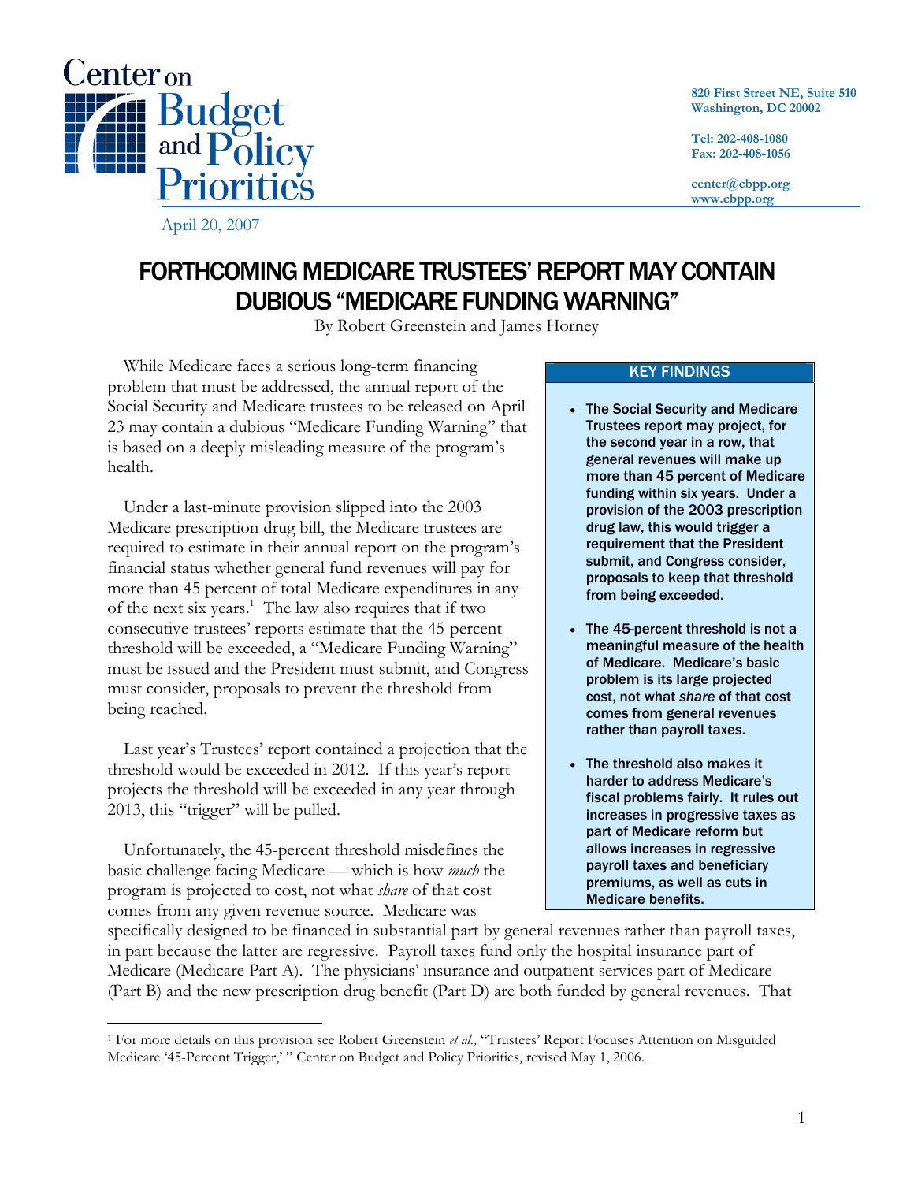Center on Budget and Policy Priorities

820 First Street NE, Suite 510
Washington, DC 20002

Tel: 202-408-1080
Fax: 202-408-1056

center@cbpp.org
www.cbpp.org

April 20, 2007

# FORTHCOMING MEDICARE TRUSTEES' REPORT MAY CONTAIN DUBIOUS "MEDICARE FUNDING WARNING"

By Robert Greenstein and James Horney

While Medicare faces a serious long-term financing problem that must be addressed, the annual report of the Social Security and Medicare trustees to be released on April 23 may contain a dubious "Medicare Funding Warning" that is based on a deeply misleading measure of the program's health.

Under a last-minute provision slipped into the 2003 Medicare prescription drug bill, the Medicare trustees are required to estimate in their annual report on the program's financial status whether general fund revenues will pay for more than 45 percent of total Medicare expenditures in any of the next six years.[1] The law also requires that if two consecutive trustees' reports estimate that the 45-percent threshold will be exceeded, a "Medicare Funding Warning" must be issued and the President must submit, and Congress must consider, proposals to prevent the threshold from being reached.

Last year's Trustees' report contained a projection that the threshold would be exceeded in 2012. If this year's report projects the threshold will be exceeded in any year through 2013, this "trigger" will be pulled.

Unfortunately, the 45-percent threshold misdefines the basic challenge facing Medicare — which is how *much* the program is projected to cost, not what *share* of that cost comes from any given revenue source. Medicare was specifically designed to be financed in substantial part by general revenues rather than payroll taxes, in part because the latter are regressive. Payroll taxes fund only the hospital insurance part of Medicare (Medicare Part A). The physicians' insurance and outpatient services part of Medicare (Part B) and the new prescription drug benefit (Part D) are both funded by general revenues. That

> **KEY FINDINGS**
>
> - **The Social Security and Medicare Trustees report may project, for the second year in a row, that general revenues will make up more than 45 percent of Medicare funding within six years. Under a provision of the 2003 prescription drug law, this would trigger a requirement that the President submit, and Congress consider, proposals to keep that threshold from being exceeded.**
> - **The 45-percent threshold is not a meaningful measure of the health of Medicare. Medicare's basic problem is its large projected cost, not what *share* of that cost comes from general revenues rather than payroll taxes.**
> - **The threshold also makes it harder to address Medicare's fiscal problems fairly. It rules out increases in progressive taxes as part of Medicare reform but allows increases in regressive payroll taxes and beneficiary premiums, as well as cuts in Medicare benefits.**

[1] For more details on this provision see Robert Greenstein *et al.,* "Trustees' Report Focuses Attention on Misguided Medicare '45-Percent Trigger,' " Center on Budget and Policy Priorities, revised May 1, 2006.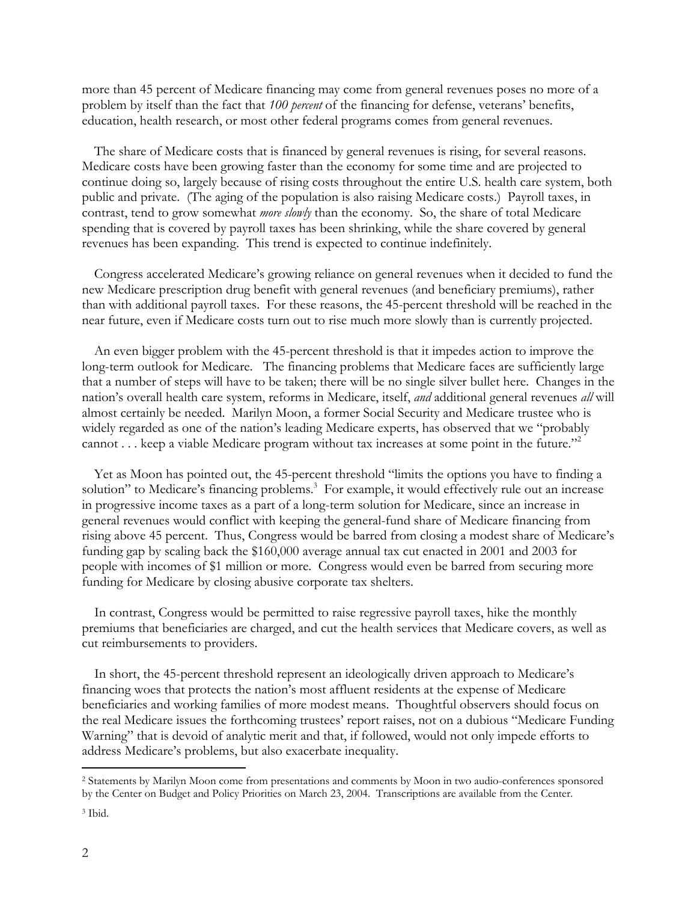more than 45 percent of Medicare financing may come from general revenues poses no more of a problem by itself than the fact that *100 percent* of the financing for defense, veterans' benefits, education, health research, or most other federal programs comes from general revenues.

The share of Medicare costs that is financed by general revenues is rising, for several reasons. Medicare costs have been growing faster than the economy for some time and are projected to continue doing so, largely because of rising costs throughout the entire U.S. health care system, both public and private. (The aging of the population is also raising Medicare costs.) Payroll taxes, in contrast, tend to grow somewhat *more slowly* than the economy. So, the share of total Medicare spending that is covered by payroll taxes has been shrinking, while the share covered by general revenues has been expanding. This trend is expected to continue indefinitely.

Congress accelerated Medicare's growing reliance on general revenues when it decided to fund the new Medicare prescription drug benefit with general revenues (and beneficiary premiums), rather than with additional payroll taxes. For these reasons, the 45-percent threshold will be reached in the near future, even if Medicare costs turn out to rise much more slowly than is currently projected.

An even bigger problem with the 45-percent threshold is that it impedes action to improve the long-term outlook for Medicare. The financing problems that Medicare faces are sufficiently large that a number of steps will have to be taken; there will be no single silver bullet here. Changes in the nation's overall health care system, reforms in Medicare, itself, *and* additional general revenues *all* will almost certainly be needed. Marilyn Moon, a former Social Security and Medicare trustee who is widely regarded as one of the nation's leading Medicare experts, has observed that we "probably cannot . . . keep a viable Medicare program without tax increases at some point in the future."[2]

Yet as Moon has pointed out, the 45-percent threshold "limits the options you have to finding a solution" to Medicare's financing problems.[3] For example, it would effectively rule out an increase in progressive income taxes as a part of a long-term solution for Medicare, since an increase in general revenues would conflict with keeping the general-fund share of Medicare financing from rising above 45 percent. Thus, Congress would be barred from closing a modest share of Medicare's funding gap by scaling back the $160,000 average annual tax cut enacted in 2001 and 2003 for people with incomes of $1 million or more. Congress would even be barred from securing more funding for Medicare by closing abusive corporate tax shelters.

In contrast, Congress would be permitted to raise regressive payroll taxes, hike the monthly premiums that beneficiaries are charged, and cut the health services that Medicare covers, as well as cut reimbursements to providers.

In short, the 45-percent threshold represent an ideologically driven approach to Medicare's financing woes that protects the nation's most affluent residents at the expense of Medicare beneficiaries and working families of more modest means. Thoughtful observers should focus on the real Medicare issues the forthcoming trustees' report raises, not on a dubious "Medicare Funding Warning" that is devoid of analytic merit and that, if followed, would not only impede efforts to address Medicare's problems, but also exacerbate inequality.

---

[2] Statements by Marilyn Moon come from presentations and comments by Moon in two audio-conferences sponsored by the Center on Budget and Policy Priorities on March 23, 2004. Transcriptions are available from the Center.

[3] Ibid.